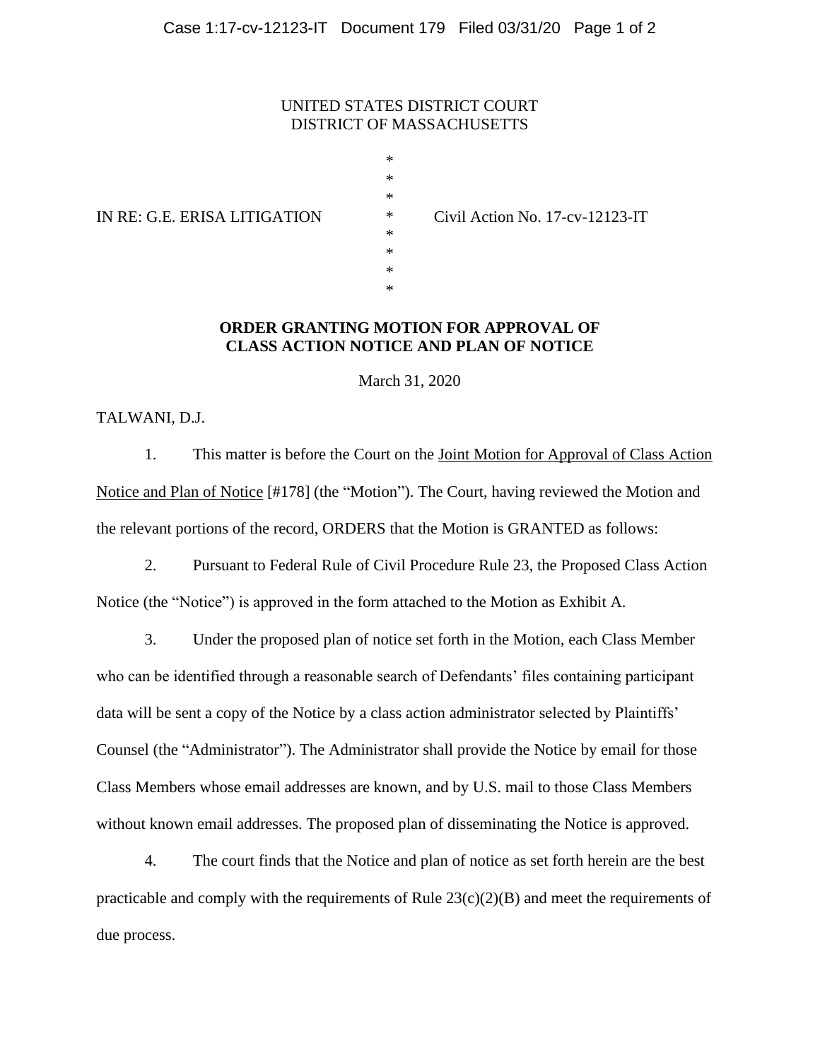UNITED STATES DISTRICT COURT
DISTRICT OF MASSACHUSETTS

IN RE: G.E. ERISA LITIGATION — Civil Action No. 17-cv-12123-IT

## ORDER GRANTING MOTION FOR APPROVAL OF CLASS ACTION NOTICE AND PLAN OF NOTICE

March 31, 2020

TALWANI, D.J.

1. This matter is before the Court on the Joint Motion for Approval of Class Action Notice and Plan of Notice [#178] (the "Motion"). The Court, having reviewed the Motion and the relevant portions of the record, ORDERS that the Motion is GRANTED as follows:

2. Pursuant to Federal Rule of Civil Procedure Rule 23, the Proposed Class Action Notice (the "Notice") is approved in the form attached to the Motion as Exhibit A.

3. Under the proposed plan of notice set forth in the Motion, each Class Member who can be identified through a reasonable search of Defendants' files containing participant data will be sent a copy of the Notice by a class action administrator selected by Plaintiffs' Counsel (the "Administrator"). The Administrator shall provide the Notice by email for those Class Members whose email addresses are known, and by U.S. mail to those Class Members without known email addresses. The proposed plan of disseminating the Notice is approved.

4. The court finds that the Notice and plan of notice as set forth herein are the best practicable and comply with the requirements of Rule 23(c)(2)(B) and meet the requirements of due process.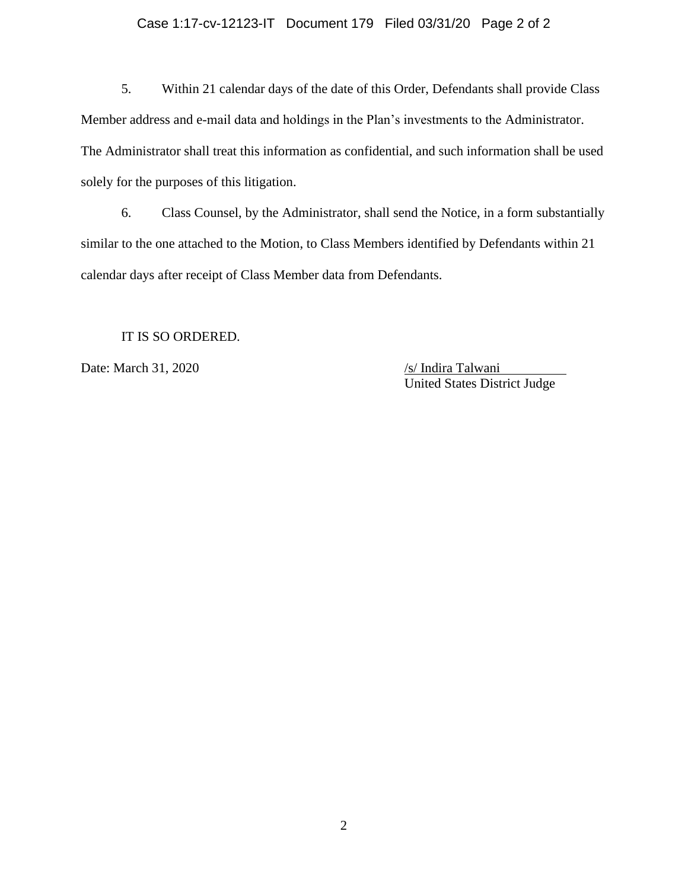5. Within 21 calendar days of the date of this Order, Defendants shall provide Class Member address and e-mail data and holdings in the Plan's investments to the Administrator. The Administrator shall treat this information as confidential, and such information shall be used solely for the purposes of this litigation.

6. Class Counsel, by the Administrator, shall send the Notice, in a form substantially similar to the one attached to the Motion, to Class Members identified by Defendants within 21 calendar days after receipt of Class Member data from Defendants.

IT IS SO ORDERED.

Date: March 31, 2020

/s/ Indira Talwani
United States District Judge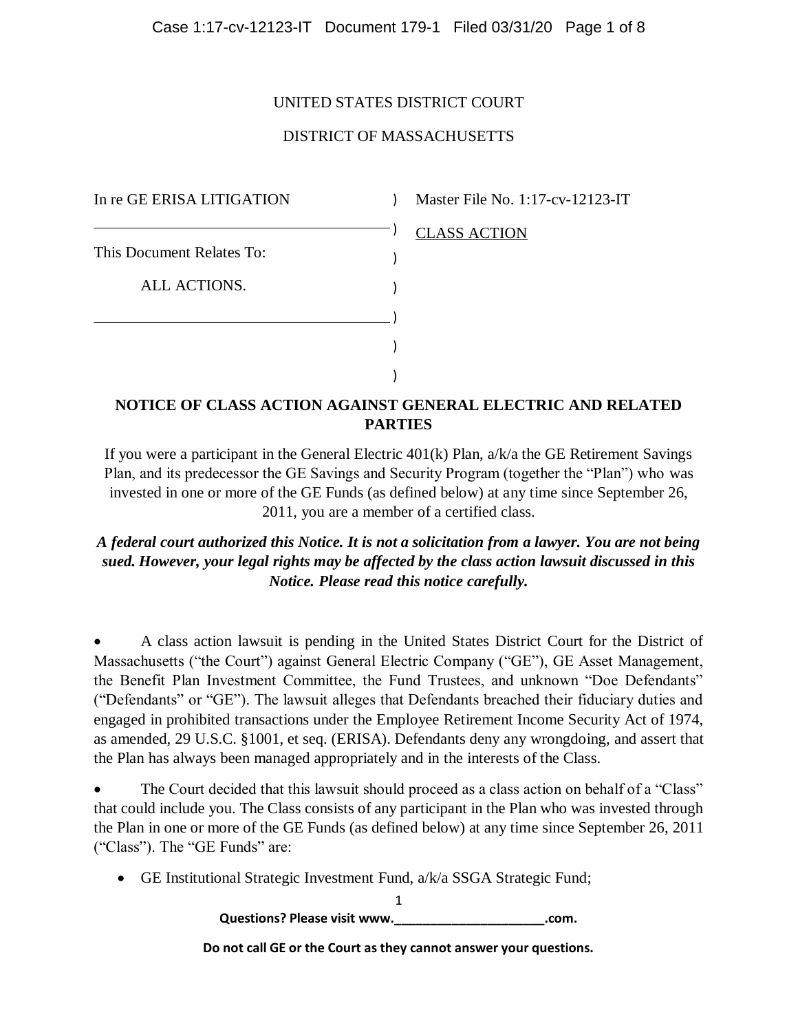UNITED STATES DISTRICT COURT

DISTRICT OF MASSACHUSETTS

| | | |
|---|---|---|
| In re GE ERISA LITIGATION | ) | Master File No. 1:17-cv-12123-IT |
| | ) | CLASS ACTION |
| This Document Relates To: | ) | |
| ALL ACTIONS. | ) | |
| | ) | |
| | ) | |
| | ) | |

**NOTICE OF CLASS ACTION AGAINST GENERAL ELECTRIC AND RELATED PARTIES**

If you were a participant in the General Electric 401(k) Plan, a/k/a the GE Retirement Savings Plan, and its predecessor the GE Savings and Security Program (together the "Plan") who was invested in one or more of the GE Funds (as defined below) at any time since September 26, 2011, you are a member of a certified class.

***A federal court authorized this Notice. It is not a solicitation from a lawyer. You are not being sued. However, your legal rights may be affected by the class action lawsuit discussed in this Notice. Please read this notice carefully.***

- A class action lawsuit is pending in the United States District Court for the District of Massachusetts ("the Court") against General Electric Company ("GE"), GE Asset Management, the Benefit Plan Investment Committee, the Fund Trustees, and unknown "Doe Defendants" ("Defendants" or "GE"). The lawsuit alleges that Defendants breached their fiduciary duties and engaged in prohibited transactions under the Employee Retirement Income Security Act of 1974, as amended, 29 U.S.C. §1001, et seq. (ERISA). Defendants deny any wrongdoing, and assert that the Plan has always been managed appropriately and in the interests of the Class.

- The Court decided that this lawsuit should proceed as a class action on behalf of a "Class" that could include you. The Class consists of any participant in the Plan who was invested through the Plan in one or more of the GE Funds (as defined below) at any time since September 26, 2011 ("Class"). The "GE Funds" are:

  - GE Institutional Strategic Investment Fund, a/k/a SSGA Strategic Fund;

**Questions? Please visit www.\_\_\_\_\_\_\_\_\_\_\_\_\_\_\_\_\_\_\_\_\_.com.**

**Do not call GE or the Court as they cannot answer your questions.**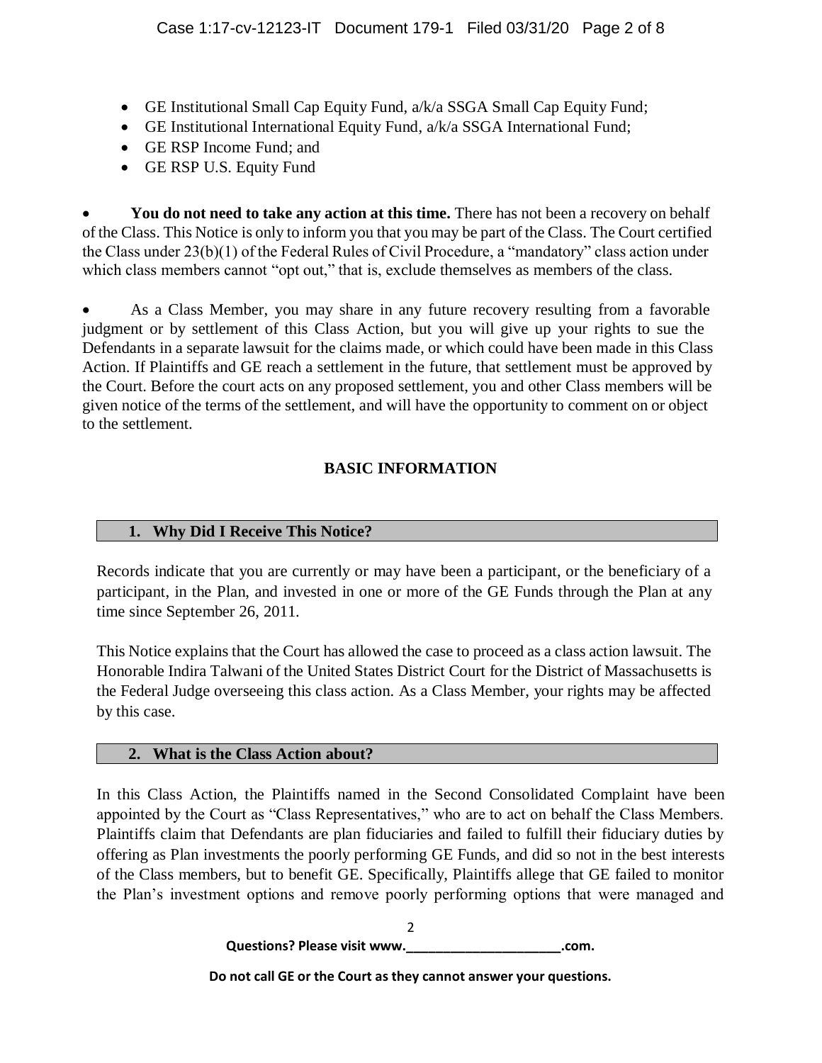- GE Institutional Small Cap Equity Fund, a/k/a SSGA Small Cap Equity Fund;
- GE Institutional International Equity Fund, a/k/a SSGA International Fund;
- GE RSP Income Fund; and
- GE RSP U.S. Equity Fund

- **You do not need to take any action at this time.** There has not been a recovery on behalf of the Class. This Notice is only to inform you that you may be part of the Class. The Court certified the Class under 23(b)(1) of the Federal Rules of Civil Procedure, a "mandatory" class action under which class members cannot "opt out," that is, exclude themselves as members of the class.

- As a Class Member, you may share in any future recovery resulting from a favorable judgment or by settlement of this Class Action, but you will give up your rights to sue the Defendants in a separate lawsuit for the claims made, or which could have been made in this Class Action. If Plaintiffs and GE reach a settlement in the future, that settlement must be approved by the Court. Before the court acts on any proposed settlement, you and other Class members will be given notice of the terms of the settlement, and will have the opportunity to comment on or object to the settlement.

## BASIC INFORMATION

### 1. Why Did I Receive This Notice?

Records indicate that you are currently or may have been a participant, or the beneficiary of a participant, in the Plan, and invested in one or more of the GE Funds through the Plan at any time since September 26, 2011.

This Notice explains that the Court has allowed the case to proceed as a class action lawsuit. The Honorable Indira Talwani of the United States District Court for the District of Massachusetts is the Federal Judge overseeing this class action. As a Class Member, your rights may be affected by this case.

### 2. What is the Class Action about?

In this Class Action, the Plaintiffs named in the Second Consolidated Complaint have been appointed by the Court as "Class Representatives," who are to act on behalf the Class Members. Plaintiffs claim that Defendants are plan fiduciaries and failed to fulfill their fiduciary duties by offering as Plan investments the poorly performing GE Funds, and did so not in the best interests of the Class members, but to benefit GE. Specifically, Plaintiffs allege that GE failed to monitor the Plan's investment options and remove poorly performing options that were managed and

**Questions? Please visit www.____________________.com.**

**Do not call GE or the Court as they cannot answer your questions.**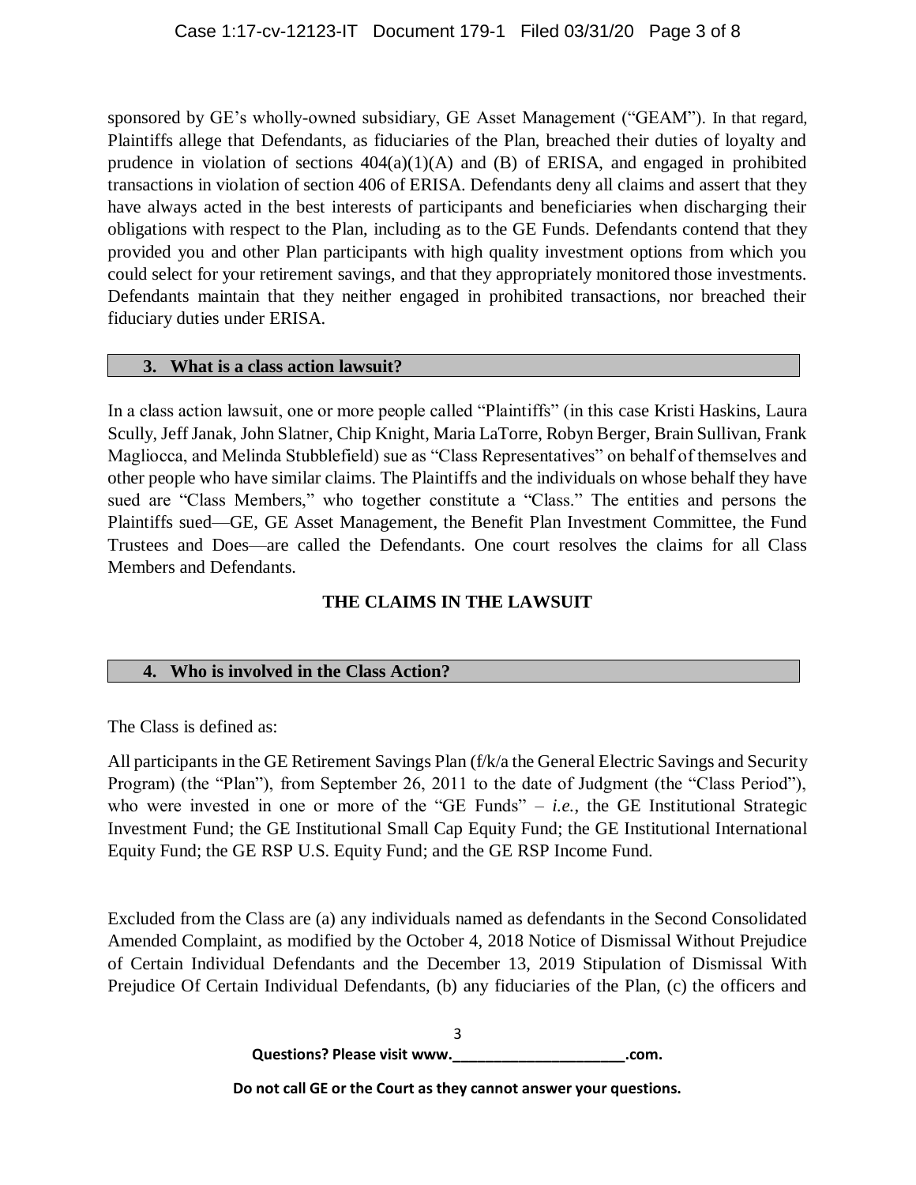sponsored by GE's wholly-owned subsidiary, GE Asset Management ("GEAM"). In that regard, Plaintiffs allege that Defendants, as fiduciaries of the Plan, breached their duties of loyalty and prudence in violation of sections 404(a)(1)(A) and (B) of ERISA, and engaged in prohibited transactions in violation of section 406 of ERISA. Defendants deny all claims and assert that they have always acted in the best interests of participants and beneficiaries when discharging their obligations with respect to the Plan, including as to the GE Funds. Defendants contend that they provided you and other Plan participants with high quality investment options from which you could select for your retirement savings, and that they appropriately monitored those investments. Defendants maintain that they neither engaged in prohibited transactions, nor breached their fiduciary duties under ERISA.

### 3. What is a class action lawsuit?

In a class action lawsuit, one or more people called "Plaintiffs" (in this case Kristi Haskins, Laura Scully, Jeff Janak, John Slatner, Chip Knight, Maria LaTorre, Robyn Berger, Brain Sullivan, Frank Magliocca, and Melinda Stubblefield) sue as "Class Representatives" on behalf of themselves and other people who have similar claims. The Plaintiffs and the individuals on whose behalf they have sued are "Class Members," who together constitute a "Class." The entities and persons the Plaintiffs sued—GE, GE Asset Management, the Benefit Plan Investment Committee, the Fund Trustees and Does—are called the Defendants. One court resolves the claims for all Class Members and Defendants.

## THE CLAIMS IN THE LAWSUIT

### 4. Who is involved in the Class Action?

The Class is defined as:

All participants in the GE Retirement Savings Plan (f/k/a the General Electric Savings and Security Program) (the "Plan"), from September 26, 2011 to the date of Judgment (the "Class Period"), who were invested in one or more of the "GE Funds" – *i.e.*, the GE Institutional Strategic Investment Fund; the GE Institutional Small Cap Equity Fund; the GE Institutional International Equity Fund; the GE RSP U.S. Equity Fund; and the GE RSP Income Fund.

Excluded from the Class are (a) any individuals named as defendants in the Second Consolidated Amended Complaint, as modified by the October 4, 2018 Notice of Dismissal Without Prejudice of Certain Individual Defendants and the December 13, 2019 Stipulation of Dismissal With Prejudice Of Certain Individual Defendants, (b) any fiduciaries of the Plan, (c) the officers and

**Questions? Please visit www.\_\_\_\_\_\_\_\_\_\_\_\_\_\_\_\_\_\_\_\_\_\_.com.**

**Do not call GE or the Court as they cannot answer your questions.**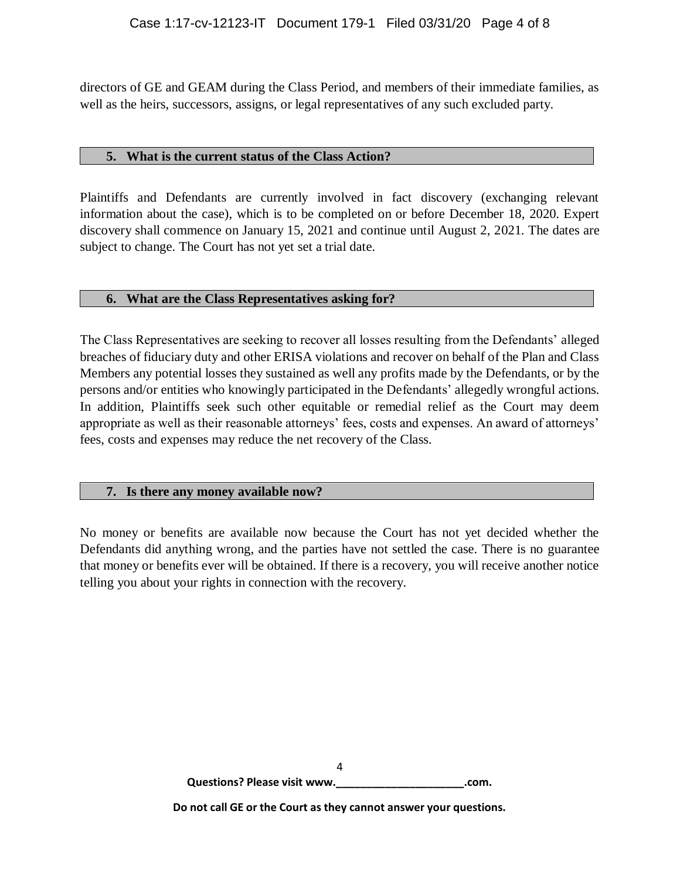directors of GE and GEAM during the Class Period, and members of their immediate families, as well as the heirs, successors, assigns, or legal representatives of any such excluded party.

## 5. What is the current status of the Class Action?

Plaintiffs and Defendants are currently involved in fact discovery (exchanging relevant information about the case), which is to be completed on or before December 18, 2020. Expert discovery shall commence on January 15, 2021 and continue until August 2, 2021. The dates are subject to change. The Court has not yet set a trial date.

## 6. What are the Class Representatives asking for?

The Class Representatives are seeking to recover all losses resulting from the Defendants' alleged breaches of fiduciary duty and other ERISA violations and recover on behalf of the Plan and Class Members any potential losses they sustained as well any profits made by the Defendants, or by the persons and/or entities who knowingly participated in the Defendants' allegedly wrongful actions. In addition, Plaintiffs seek such other equitable or remedial relief as the Court may deem appropriate as well as their reasonable attorneys' fees, costs and expenses. An award of attorneys' fees, costs and expenses may reduce the net recovery of the Class.

## 7. Is there any money available now?

No money or benefits are available now because the Court has not yet decided whether the Defendants did anything wrong, and the parties have not settled the case. There is no guarantee that money or benefits ever will be obtained. If there is a recovery, you will receive another notice telling you about your rights in connection with the recovery.

**Questions? Please visit www.____________________.com.**

**Do not call GE or the Court as they cannot answer your questions.**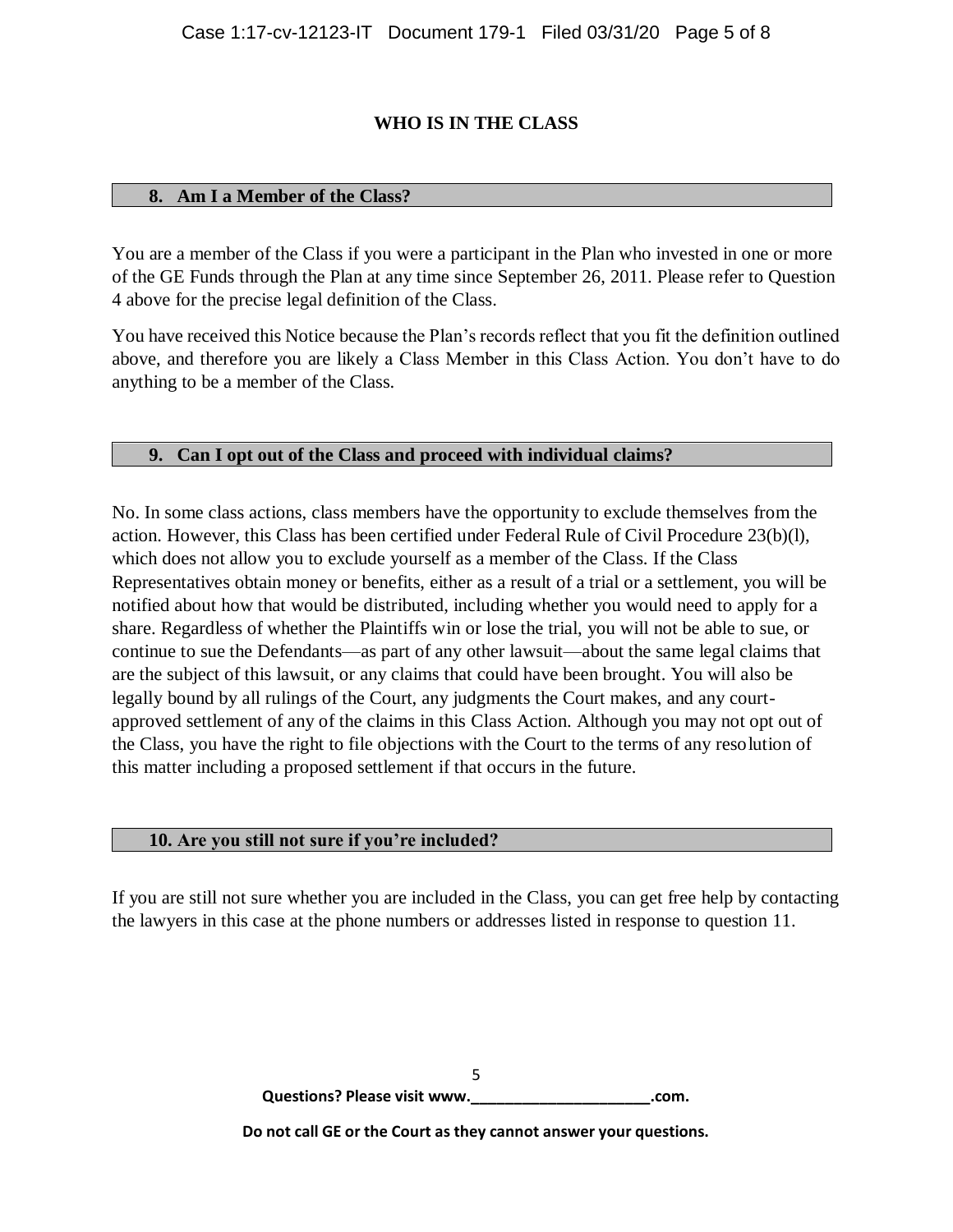## WHO IS IN THE CLASS

### 8. Am I a Member of the Class?

You are a member of the Class if you were a participant in the Plan who invested in one or more of the GE Funds through the Plan at any time since September 26, 2011. Please refer to Question 4 above for the precise legal definition of the Class.

You have received this Notice because the Plan's records reflect that you fit the definition outlined above, and therefore you are likely a Class Member in this Class Action. You don't have to do anything to be a member of the Class.

### 9. Can I opt out of the Class and proceed with individual claims?

No. In some class actions, class members have the opportunity to exclude themselves from the action. However, this Class has been certified under Federal Rule of Civil Procedure 23(b)(l), which does not allow you to exclude yourself as a member of the Class. If the Class Representatives obtain money or benefits, either as a result of a trial or a settlement, you will be notified about how that would be distributed, including whether you would need to apply for a share. Regardless of whether the Plaintiffs win or lose the trial, you will not be able to sue, or continue to sue the Defendants—as part of any other lawsuit—about the same legal claims that are the subject of this lawsuit, or any claims that could have been brought. You will also be legally bound by all rulings of the Court, any judgments the Court makes, and any court-approved settlement of any of the claims in this Class Action. Although you may not opt out of the Class, you have the right to file objections with the Court to the terms of any resolution of this matter including a proposed settlement if that occurs in the future.

### 10. Are you still not sure if you're included?

If you are still not sure whether you are included in the Class, you can get free help by contacting the lawyers in this case at the phone numbers or addresses listed in response to question 11.

**Questions? Please visit www.\_\_\_\_\_\_\_\_\_\_\_\_\_\_\_\_\_\_\_\_\_\_.com.**

**Do not call GE or the Court as they cannot answer your questions.**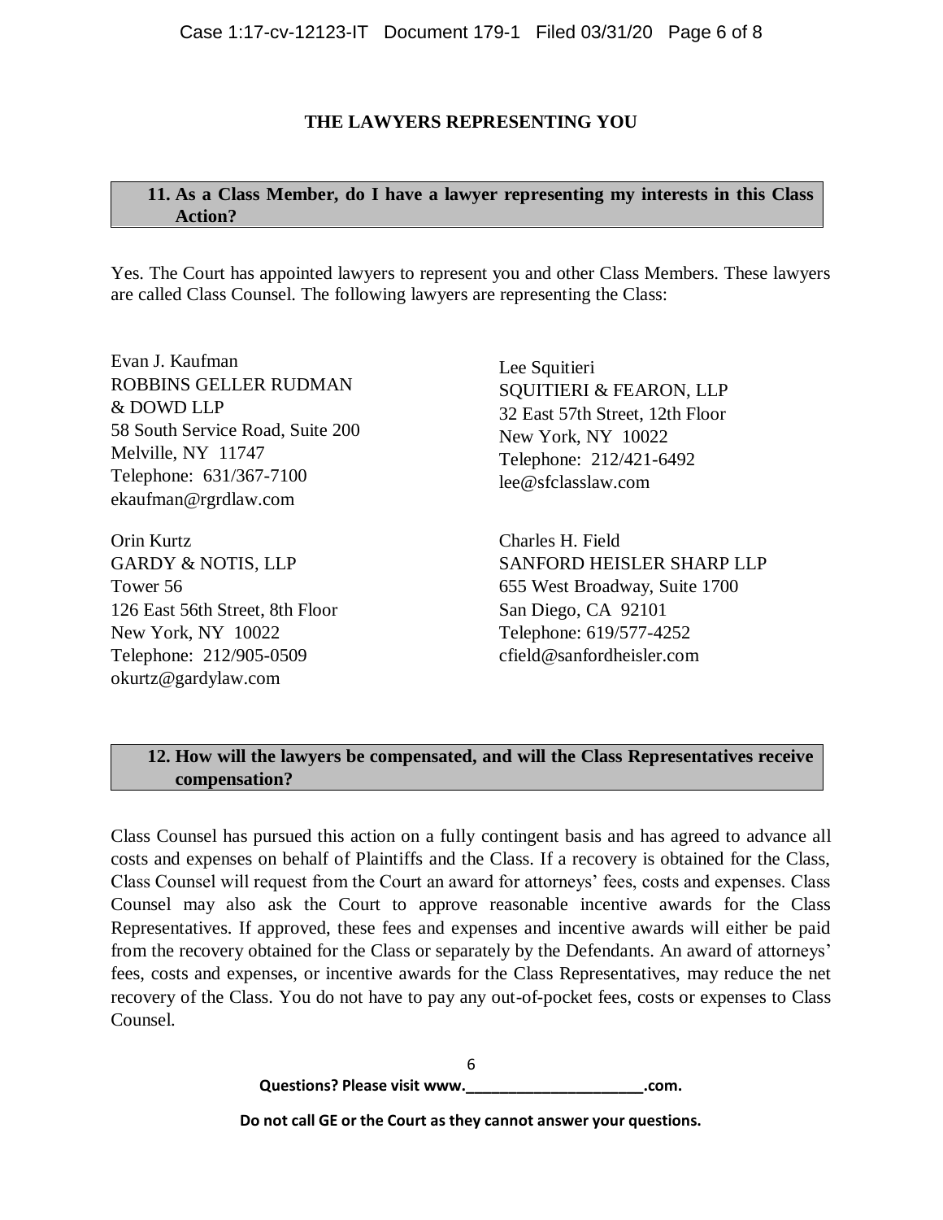## THE LAWYERS REPRESENTING YOU

### 11. As a Class Member, do I have a lawyer representing my interests in this Class Action?

Yes. The Court has appointed lawyers to represent you and other Class Members. These lawyers are called Class Counsel. The following lawyers are representing the Class:

Evan J. Kaufman
ROBBINS GELLER RUDMAN & DOWD LLP
58 South Service Road, Suite 200
Melville, NY 11747
Telephone: 631/367-7100
ekaufman@rgrdlaw.com

Lee Squitieri
SQUITIERI & FEARON, LLP
32 East 57th Street, 12th Floor
New York, NY 10022
Telephone: 212/421-6492
lee@sfclasslaw.com

Orin Kurtz
GARDY & NOTIS, LLP
Tower 56
126 East 56th Street, 8th Floor
New York, NY 10022
Telephone: 212/905-0509
okurtz@gardylaw.com

Charles H. Field
SANFORD HEISLER SHARP LLP
655 West Broadway, Suite 1700
San Diego, CA 92101
Telephone: 619/577-4252
cfield@sanfordheisler.com

### 12. How will the lawyers be compensated, and will the Class Representatives receive compensation?

Class Counsel has pursued this action on a fully contingent basis and has agreed to advance all costs and expenses on behalf of Plaintiffs and the Class. If a recovery is obtained for the Class, Class Counsel will request from the Court an award for attorneys' fees, costs and expenses. Class Counsel may also ask the Court to approve reasonable incentive awards for the Class Representatives. If approved, these fees and expenses and incentive awards will either be paid from the recovery obtained for the Class or separately by the Defendants. An award of attorneys' fees, costs and expenses, or incentive awards for the Class Representatives, may reduce the net recovery of the Class. You do not have to pay any out-of-pocket fees, costs or expenses to Class Counsel.

**Questions? Please visit www.____________________.com.**

**Do not call GE or the Court as they cannot answer your questions.**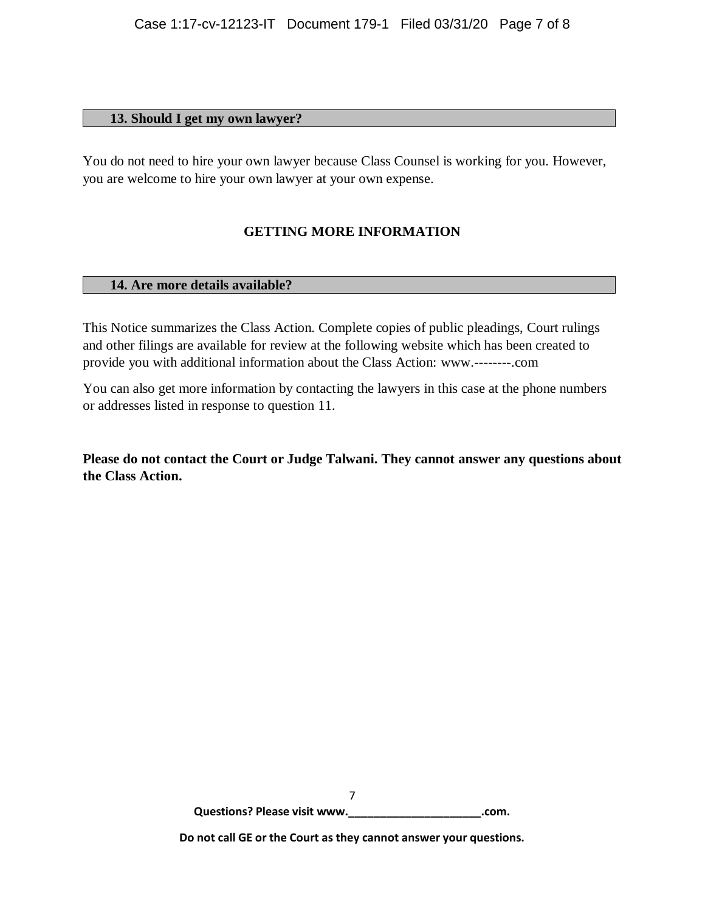### 13. Should I get my own lawyer?

You do not need to hire your own lawyer because Class Counsel is working for you. However, you are welcome to hire your own lawyer at your own expense.

## GETTING MORE INFORMATION

### 14. Are more details available?

This Notice summarizes the Class Action. Complete copies of public pleadings, Court rulings and other filings are available for review at the following website which has been created to provide you with additional information about the Class Action: www.---------.com

You can also get more information by contacting the lawyers in this case at the phone numbers or addresses listed in response to question 11.

**Please do not contact the Court or Judge Talwani. They cannot answer any questions about the Class Action.**

**Questions? Please visit www.______________________.com.**

**Do not call GE or the Court as they cannot answer your questions.**